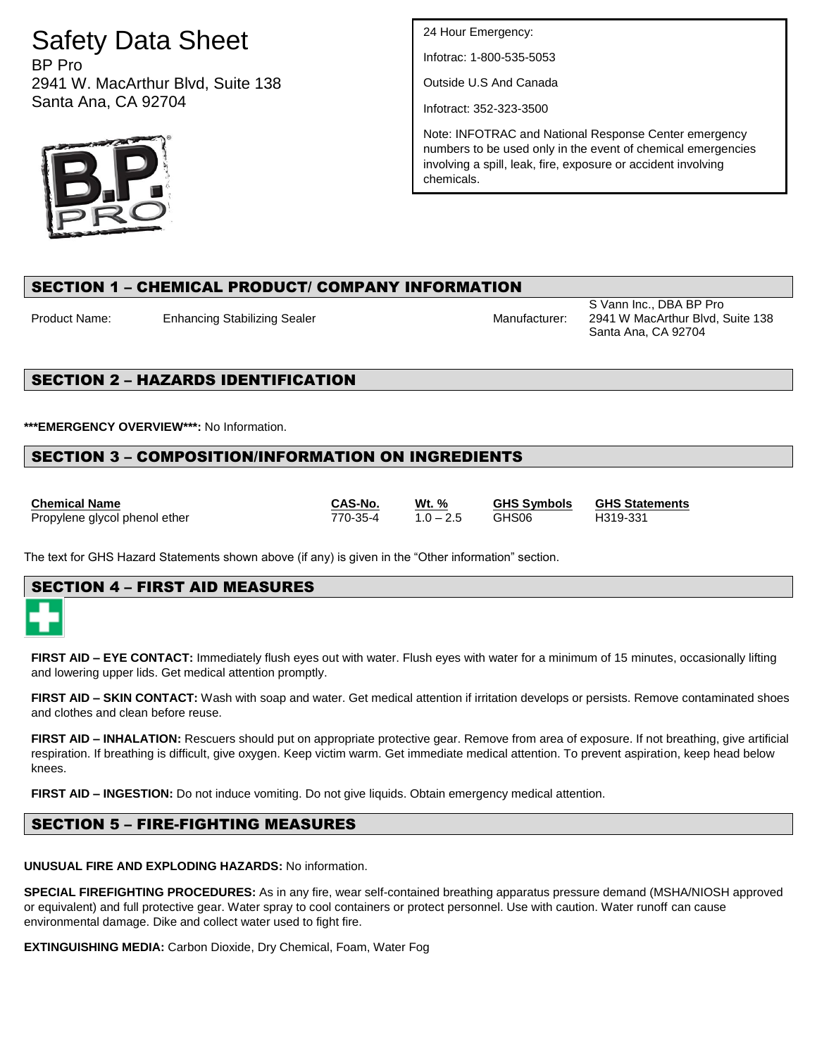# Safety Data Sheet

BP Pro
2941 W. MacArthur Blvd, Suite 138
Santa Ana, CA 92704

24 Hour Emergency:

Infotrac: 1-800-535-5053

Outside U.S And Canada

Infotract: 352-323-3500

Note: INFOTRAC and National Response Center emergency numbers to be used only in the event of chemical emergencies involving a spill, leak, fire, exposure or accident involving chemicals.

## SECTION 1 – CHEMICAL PRODUCT/ COMPANY INFORMATION

Product Name: Enhancing Stabilizing Sealer

Manufacturer: S Vann Inc., DBA BP Pro
2941 W MacArthur Blvd, Suite 138
Santa Ana, CA 92704

## SECTION 2 – HAZARDS IDENTIFICATION

**\*\*\*EMERGENCY OVERVIEW\*\*\*:** No Information.

## SECTION 3 – COMPOSITION/INFORMATION ON INGREDIENTS

| Chemical Name | CAS-No. | Wt. % | GHS Symbols | GHS Statements |
|---|---|---|---|---|
| Propylene glycol phenol ether | 770-35-4 | 1.0 – 2.5 | GHS06 | H319-331 |

The text for GHS Hazard Statements shown above (if any) is given in the "Other information" section.

## SECTION 4 – FIRST AID MEASURES

**FIRST AID – EYE CONTACT:** Immediately flush eyes out with water. Flush eyes with water for a minimum of 15 minutes, occasionally lifting and lowering upper lids. Get medical attention promptly.

**FIRST AID – SKIN CONTACT:** Wash with soap and water. Get medical attention if irritation develops or persists. Remove contaminated shoes and clothes and clean before reuse.

**FIRST AID – INHALATION:** Rescuers should put on appropriate protective gear. Remove from area of exposure. If not breathing, give artificial respiration. If breathing is difficult, give oxygen. Keep victim warm. Get immediate medical attention. To prevent aspiration, keep head below knees.

**FIRST AID – INGESTION:** Do not induce vomiting. Do not give liquids. Obtain emergency medical attention.

## SECTION 5 – FIRE-FIGHTING MEASURES

**UNUSUAL FIRE AND EXPLODING HAZARDS:** No information.

**SPECIAL FIREFIGHTING PROCEDURES:** As in any fire, wear self-contained breathing apparatus pressure demand (MSHA/NIOSH approved or equivalent) and full protective gear. Water spray to cool containers or protect personnel. Use with caution. Water runoff can cause environmental damage. Dike and collect water used to fight fire.

**EXTINGUISHING MEDIA:** Carbon Dioxide, Dry Chemical, Foam, Water Fog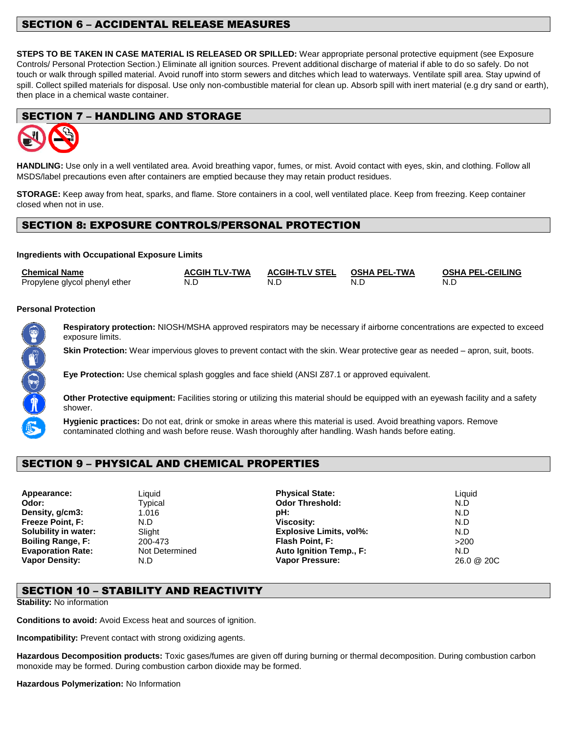## SECTION 6 – ACCIDENTAL RELEASE MEASURES

**STEPS TO BE TAKEN IN CASE MATERIAL IS RELEASED OR SPILLED:** Wear appropriate personal protective equipment (see Exposure Controls/ Personal Protection Section.) Eliminate all ignition sources. Prevent additional discharge of material if able to do so safely. Do not touch or walk through spilled material. Avoid runoff into storm sewers and ditches which lead to waterways. Ventilate spill area. Stay upwind of spill. Collect spilled materials for disposal. Use only non-combustible material for clean up. Absorb spill with inert material (e.g dry sand or earth), then place in a chemical waste container.

## SECTION 7 – HANDLING AND STORAGE

**HANDLING:** Use only in a well ventilated area. Avoid breathing vapor, fumes, or mist. Avoid contact with eyes, skin, and clothing. Follow all MSDS/label precautions even after containers are emptied because they may retain product residues.

**STORAGE:** Keep away from heat, sparks, and flame. Store containers in a cool, well ventilated place. Keep from freezing. Keep container closed when not in use.

## SECTION 8: EXPOSURE CONTROLS/PERSONAL PROTECTION

**Ingredients with Occupational Exposure Limits**

| Chemical Name | ACGIH TLV-TWA | ACGIH-TLV STEL | OSHA PEL-TWA | OSHA PEL-CEILING |
|---|---|---|---|---|
| Propylene glycol phenyl ether | N.D | N.D | N.D | N.D |

**Personal Protection**

**Respiratory protection:** NIOSH/MSHA approved respirators may be necessary if airborne concentrations are expected to exceed exposure limits.

**Skin Protection:** Wear impervious gloves to prevent contact with the skin. Wear protective gear as needed – apron, suit, boots.

**Eye Protection:** Use chemical splash goggles and face shield (ANSI Z87.1 or approved equivalent.

**Other Protective equipment:** Facilities storing or utilizing this material should be equipped with an eyewash facility and a safety shower.

**Hygienic practices:** Do not eat, drink or smoke in areas where this material is used. Avoid breathing vapors. Remove contaminated clothing and wash before reuse. Wash thoroughly after handling. Wash hands before eating.

## SECTION 9 – PHYSICAL AND CHEMICAL PROPERTIES

| | | | |
|---|---|---|---|
| **Appearance:** | Liquid | **Physical State:** | Liquid |
| **Odor:** | Typical | **Odor Threshold:** | N.D |
| **Density, g/cm3:** | 1.016 | **pH:** | N.D |
| **Freeze Point, F:** | N.D | **Viscosity:** | N.D |
| **Solubility in water:** | Slight | **Explosive Limits, vol%:** | N.D |
| **Boiling Range, F:** | 200-473 | **Flash Point, F:** | >200 |
| **Evaporation Rate:** | Not Determined | **Auto Ignition Temp., F:** | N.D |
| **Vapor Density:** | N.D | **Vapor Pressure:** | 26.0 @ 20C |

## SECTION 10 – STABILITY AND REACTIVITY

**Stability:** No information

**Conditions to avoid:** Avoid Excess heat and sources of ignition.

**Incompatibility:** Prevent contact with strong oxidizing agents.

**Hazardous Decomposition products:** Toxic gases/fumes are given off during burning or thermal decomposition. During combustion carbon monoxide may be formed. During combustion carbon dioxide may be formed.

**Hazardous Polymerization:** No Information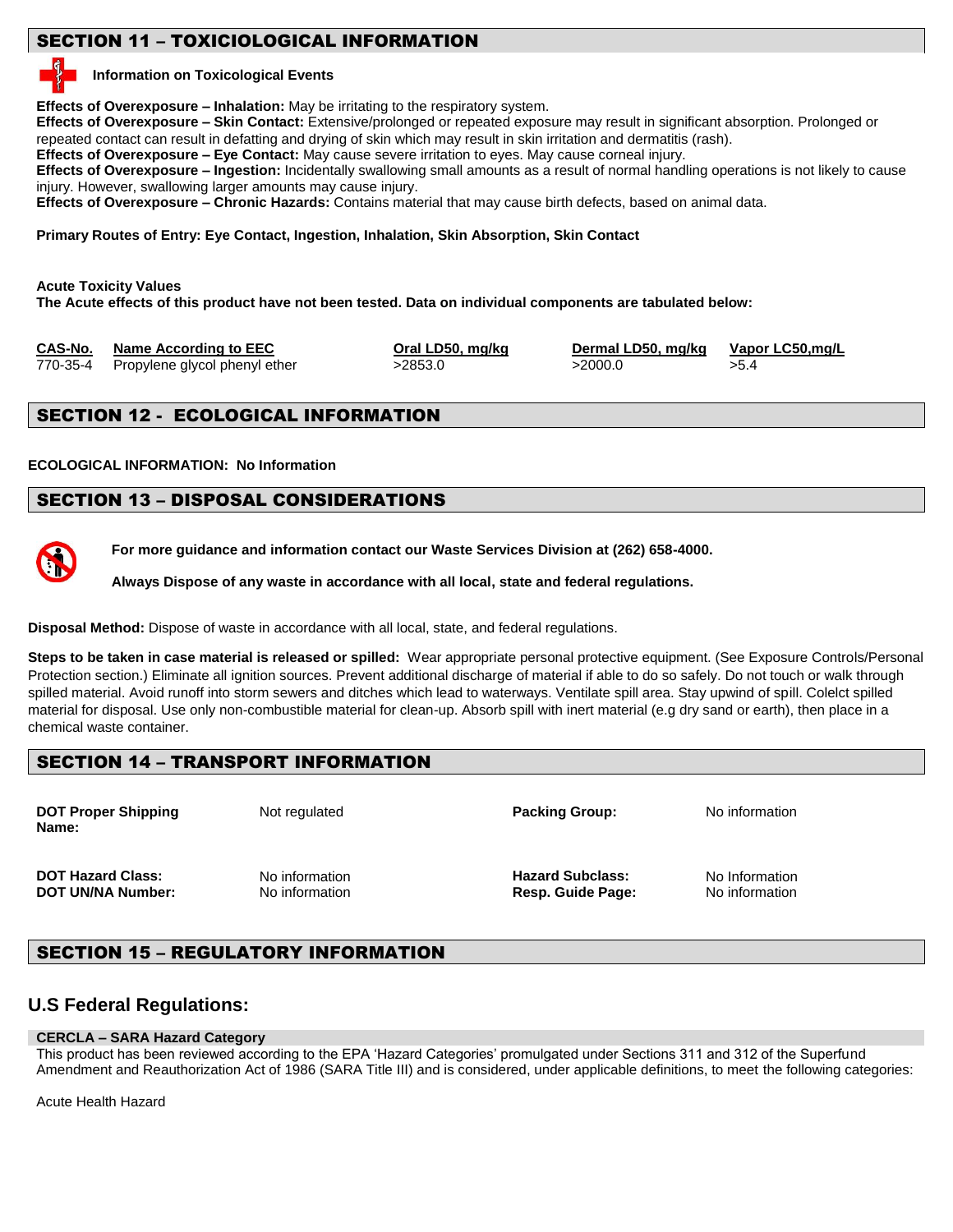## SECTION 11 – TOXICIOLOGICAL INFORMATION

**Information on Toxicological Events**

**Effects of Overexposure – Inhalation:** May be irritating to the respiratory system.
**Effects of Overexposure – Skin Contact:** Extensive/prolonged or repeated exposure may result in significant absorption. Prolonged or repeated contact can result in defatting and drying of skin which may result in skin irritation and dermatitis (rash).
**Effects of Overexposure – Eye Contact:** May cause severe irritation to eyes. May cause corneal injury.
**Effects of Overexposure – Ingestion:** Incidentally swallowing small amounts as a result of normal handling operations is not likely to cause injury. However, swallowing larger amounts may cause injury.
**Effects of Overexposure – Chronic Hazards:** Contains material that may cause birth defects, based on animal data.

**Primary Routes of Entry: Eye Contact, Ingestion, Inhalation, Skin Absorption, Skin Contact**

**Acute Toxicity Values**
**The Acute effects of this product have not been tested. Data on individual components are tabulated below:**

| CAS-No. | Name According to EEC | Oral LD50, mg/kg | Dermal LD50, mg/kg | Vapor LC50,mg/L |
|---|---|---|---|---|
| 770-35-4 | Propylene glycol phenyl ether | >2853.0 | >2000.0 | >5.4 |

## SECTION 12 - ECOLOGICAL INFORMATION

**ECOLOGICAL INFORMATION: No Information**

## SECTION 13 – DISPOSAL CONSIDERATIONS

**For more guidance and information contact our Waste Services Division at (262) 658-4000.**

**Always Dispose of any waste in accordance with all local, state and federal regulations.**

**Disposal Method:** Dispose of waste in accordance with all local, state, and federal regulations.

**Steps to be taken in case material is released or spilled:** Wear appropriate personal protective equipment. (See Exposure Controls/Personal Protection section.) Eliminate all ignition sources. Prevent additional discharge of material if able to do so safely. Do not touch or walk through spilled material. Avoid runoff into storm sewers and ditches which lead to waterways. Ventilate spill area. Stay upwind of spill. Colelct spilled material for disposal. Use only non-combustible material for clean-up. Absorb spill with inert material (e.g dry sand or earth), then place in a chemical waste container.

## SECTION 14 – TRANSPORT INFORMATION

| | | | |
|---|---|---|---|
| **DOT Proper Shipping Name:** | Not regulated | **Packing Group:** | No information |
| **DOT Hazard Class:** | No information | **Hazard Subclass:** | No Information |
| **DOT UN/NA Number:** | No information | **Resp. Guide Page:** | No information |

## SECTION 15 – REGULATORY INFORMATION

### U.S Federal Regulations:

**CERCLA – SARA Hazard Category**
This product has been reviewed according to the EPA 'Hazard Categories' promulgated under Sections 311 and 312 of the Superfund Amendment and Reauthorization Act of 1986 (SARA Title III) and is considered, under applicable definitions, to meet the following categories:

Acute Health Hazard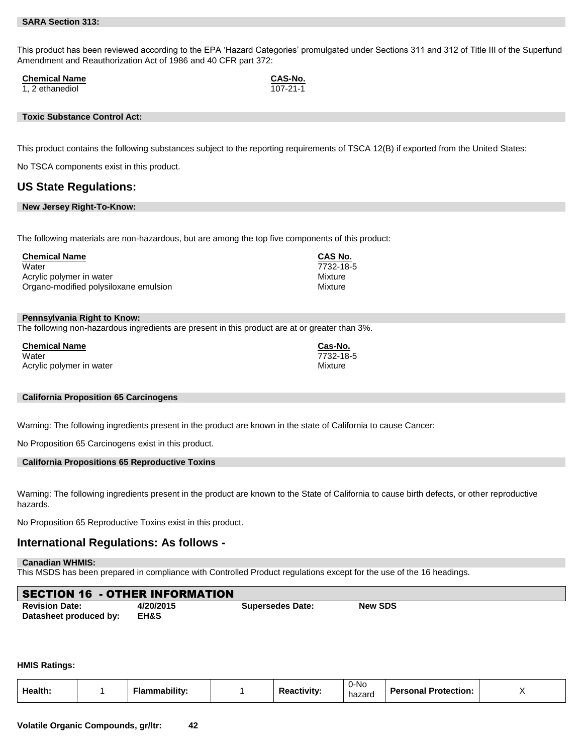**SARA Section 313:**

This product has been reviewed according to the EPA 'Hazard Categories' promulgated under Sections 311 and 312 of Title III of the Superfund Amendment and Reauthorization Act of 1986 and 40 CFR part 372:

| Chemical Name | CAS-No. |
|---|---|
| 1, 2 ethanediol | 107-21-1 |

**Toxic Substance Control Act:**

This product contains the following substances subject to the reporting requirements of TSCA 12(B) if exported from the United States:

No TSCA components exist in this product.

## US State Regulations:

**New Jersey Right-To-Know:**

The following materials are non-hazardous, but are among the top five components of this product:

| Chemical Name | CAS No. |
|---|---|
| Water | 7732-18-5 |
| Acrylic polymer in water | Mixture |
| Organo-modified polysiloxane emulsion | Mixture |

**Pennsylvania Right to Know:**

The following non-hazardous ingredients are present in this product are at or greater than 3%.

| Chemical Name | Cas-No. |
|---|---|
| Water | 7732-18-5 |
| Acrylic polymer in water | Mixture |

**California Proposition 65 Carcinogens**

Warning: The following ingredients present in the product are known in the state of California to cause Cancer:

No Proposition 65 Carcinogens exist in this product.

**California Propositions 65 Reproductive Toxins**

Warning: The following ingredients present in the product are known to the State of California to cause birth defects, or other reproductive hazards.

No Proposition 65 Reproductive Toxins exist in this product.

## International Regulations: As follows -

**Canadian WHMIS:**

This MSDS has been prepared in compliance with Controlled Product regulations except for the use of the 16 headings.

## SECTION 16 - OTHER INFORMATION

| | | | |
|---|---|---|---|
| **Revision Date:** | **4/20/2015** | **Supersedes Date:** | **New SDS** |
| **Datasheet produced by:** | **EH&S** | | |

**HMIS Ratings:**

| Health: | 1 | Flammability: | 1 | Reactivity: | 0-No hazard | Personal Protection: | X |
|---|---|---|---|---|---|---|---|

**Volatile Organic Compounds, gr/ltr:** **42**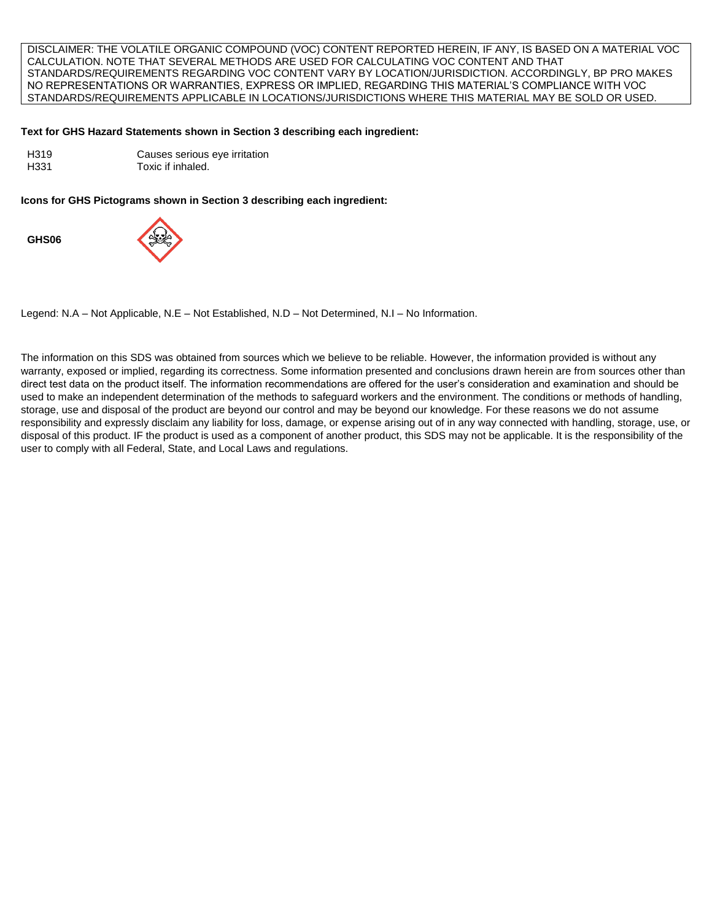DISCLAIMER: THE VOLATILE ORGANIC COMPOUND (VOC) CONTENT REPORTED HEREIN, IF ANY, IS BASED ON A MATERIAL VOC CALCULATION. NOTE THAT SEVERAL METHODS ARE USED FOR CALCULATING VOC CONTENT AND THAT STANDARDS/REQUIREMENTS REGARDING VOC CONTENT VARY BY LOCATION/JURISDICTION. ACCORDINGLY, BP PRO MAKES NO REPRESENTATIONS OR WARRANTIES, EXPRESS OR IMPLIED, REGARDING THIS MATERIAL'S COMPLIANCE WITH VOC STANDARDS/REQUIREMENTS APPLICABLE IN LOCATIONS/JURISDICTIONS WHERE THIS MATERIAL MAY BE SOLD OR USED.

**Text for GHS Hazard Statements shown in Section 3 describing each ingredient:**

| | |
|---|---|
| H319 | Causes serious eye irritation |
| H331 | Toxic if inhaled. |

**Icons for GHS Pictograms shown in Section 3 describing each ingredient:**

**GHS06**

Legend: N.A – Not Applicable, N.E – Not Established, N.D – Not Determined, N.I – No Information.

The information on this SDS was obtained from sources which we believe to be reliable. However, the information provided is without any warranty, exposed or implied, regarding its correctness. Some information presented and conclusions drawn herein are from sources other than direct test data on the product itself. The information recommendations are offered for the user's consideration and examination and should be used to make an independent determination of the methods to safeguard workers and the environment. The conditions or methods of handling, storage, use and disposal of the product are beyond our control and may be beyond our knowledge. For these reasons we do not assume responsibility and expressly disclaim any liability for loss, damage, or expense arising out of in any way connected with handling, storage, use, or disposal of this product. IF the product is used as a component of another product, this SDS may not be applicable. It is the responsibility of the user to comply with all Federal, State, and Local Laws and regulations.